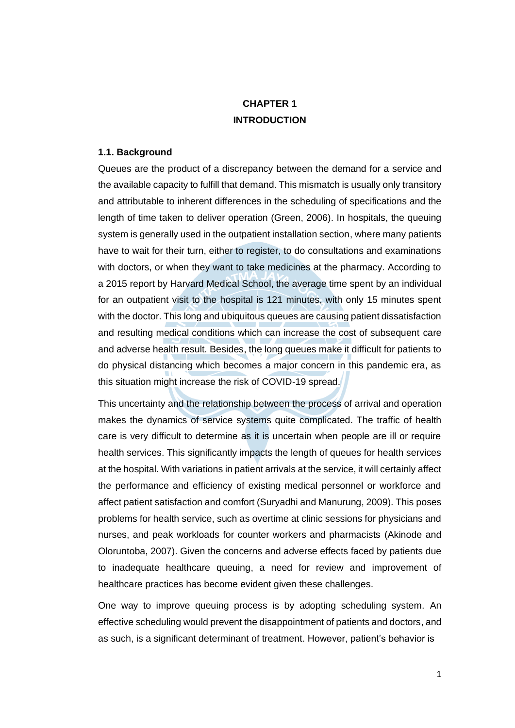# CHAPTER 1
# INTRODUCTION

## 1.1. Background

Queues are the product of a discrepancy between the demand for a service and the available capacity to fulfill that demand. This mismatch is usually only transitory and attributable to inherent differences in the scheduling of specifications and the length of time taken to deliver operation (Green, 2006). In hospitals, the queuing system is generally used in the outpatient installation section, where many patients have to wait for their turn, either to register, to do consultations and examinations with doctors, or when they want to take medicines at the pharmacy. According to a 2015 report by Harvard Medical School, the average time spent by an individual for an outpatient visit to the hospital is 121 minutes, with only 15 minutes spent with the doctor. This long and ubiquitous queues are causing patient dissatisfaction and resulting medical conditions which can increase the cost of subsequent care and adverse health result. Besides, the long queues make it difficult for patients to do physical distancing which becomes a major concern in this pandemic era, as this situation might increase the risk of COVID-19 spread.

This uncertainty and the relationship between the process of arrival and operation makes the dynamics of service systems quite complicated. The traffic of health care is very difficult to determine as it is uncertain when people are ill or require health services. This significantly impacts the length of queues for health services at the hospital. With variations in patient arrivals at the service, it will certainly affect the performance and efficiency of existing medical personnel or workforce and affect patient satisfaction and comfort (Suryadhi and Manurung, 2009). This poses problems for health service, such as overtime at clinic sessions for physicians and nurses, and peak workloads for counter workers and pharmacists (Akinode and Oloruntoba, 2007). Given the concerns and adverse effects faced by patients due to inadequate healthcare queuing, a need for review and improvement of healthcare practices has become evident given these challenges.

One way to improve queuing process is by adopting scheduling system. An effective scheduling would prevent the disappointment of patients and doctors, and as such, is a significant determinant of treatment. However, patient's behavior is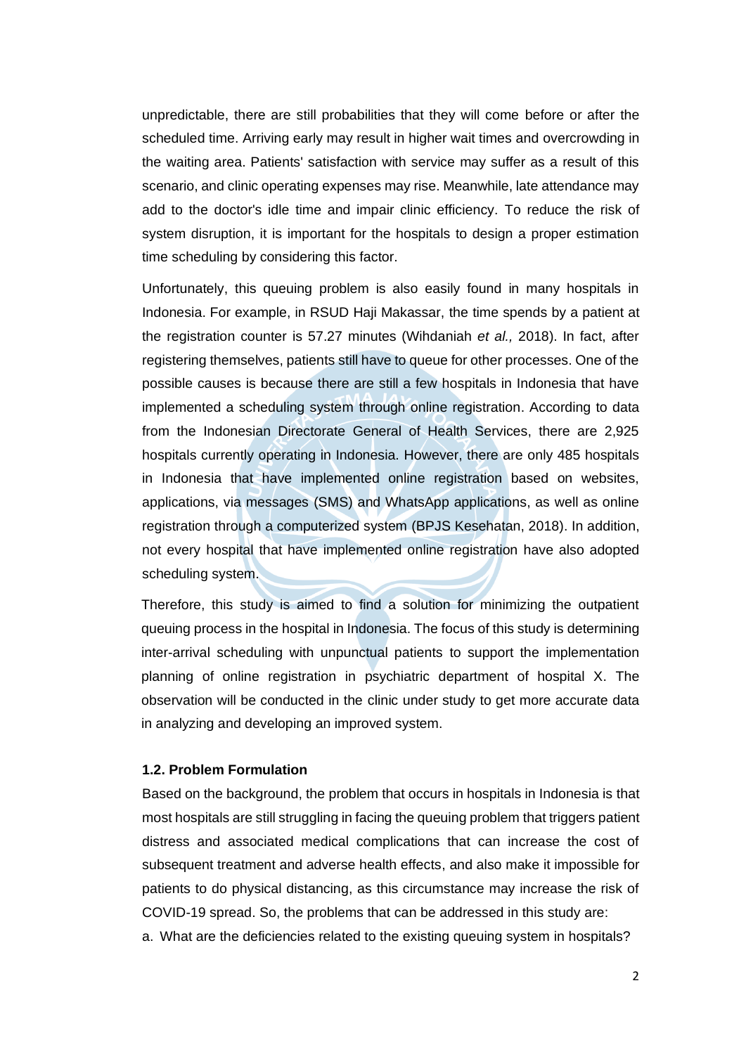unpredictable, there are still probabilities that they will come before or after the scheduled time. Arriving early may result in higher wait times and overcrowding in the waiting area. Patients' satisfaction with service may suffer as a result of this scenario, and clinic operating expenses may rise. Meanwhile, late attendance may add to the doctor's idle time and impair clinic efficiency. To reduce the risk of system disruption, it is important for the hospitals to design a proper estimation time scheduling by considering this factor.

Unfortunately, this queuing problem is also easily found in many hospitals in Indonesia. For example, in RSUD Haji Makassar, the time spends by a patient at the registration counter is 57.27 minutes (Wihdaniah *et al.,* 2018). In fact, after registering themselves, patients still have to queue for other processes. One of the possible causes is because there are still a few hospitals in Indonesia that have implemented a scheduling system through online registration. According to data from the Indonesian Directorate General of Health Services, there are 2,925 hospitals currently operating in Indonesia. However, there are only 485 hospitals in Indonesia that have implemented online registration based on websites, applications, via messages (SMS) and WhatsApp applications, as well as online registration through a computerized system (BPJS Kesehatan, 2018). In addition, not every hospital that have implemented online registration have also adopted scheduling system.

Therefore, this study is aimed to find a solution for minimizing the outpatient queuing process in the hospital in Indonesia. The focus of this study is determining inter-arrival scheduling with unpunctual patients to support the implementation planning of online registration in psychiatric department of hospital X. The observation will be conducted in the clinic under study to get more accurate data in analyzing and developing an improved system.

### 1.2. Problem Formulation

Based on the background, the problem that occurs in hospitals in Indonesia is that most hospitals are still struggling in facing the queuing problem that triggers patient distress and associated medical complications that can increase the cost of subsequent treatment and adverse health effects, and also make it impossible for patients to do physical distancing, as this circumstance may increase the risk of COVID-19 spread. So, the problems that can be addressed in this study are:

a. What are the deficiencies related to the existing queuing system in hospitals?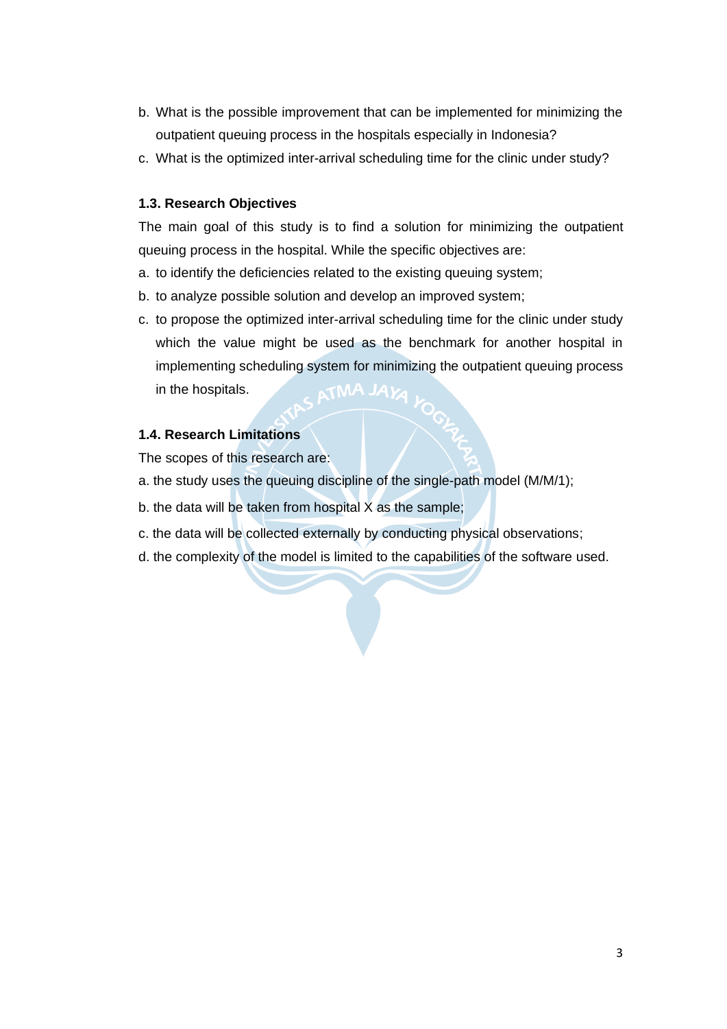b. What is the possible improvement that can be implemented for minimizing the outpatient queuing process in the hospitals especially in Indonesia?

c. What is the optimized inter-arrival scheduling time for the clinic under study?

### 1.3. Research Objectives

The main goal of this study is to find a solution for minimizing the outpatient queuing process in the hospital. While the specific objectives are:

a. to identify the deficiencies related to the existing queuing system;

b. to analyze possible solution and develop an improved system;

c. to propose the optimized inter-arrival scheduling time for the clinic under study which the value might be used as the benchmark for another hospital in implementing scheduling system for minimizing the outpatient queuing process in the hospitals.

### 1.4. Research Limitations

The scopes of this research are:

a. the study uses the queuing discipline of the single-path model (M/M/1);

b. the data will be taken from hospital X as the sample;

c. the data will be collected externally by conducting physical observations;

d. the complexity of the model is limited to the capabilities of the software used.